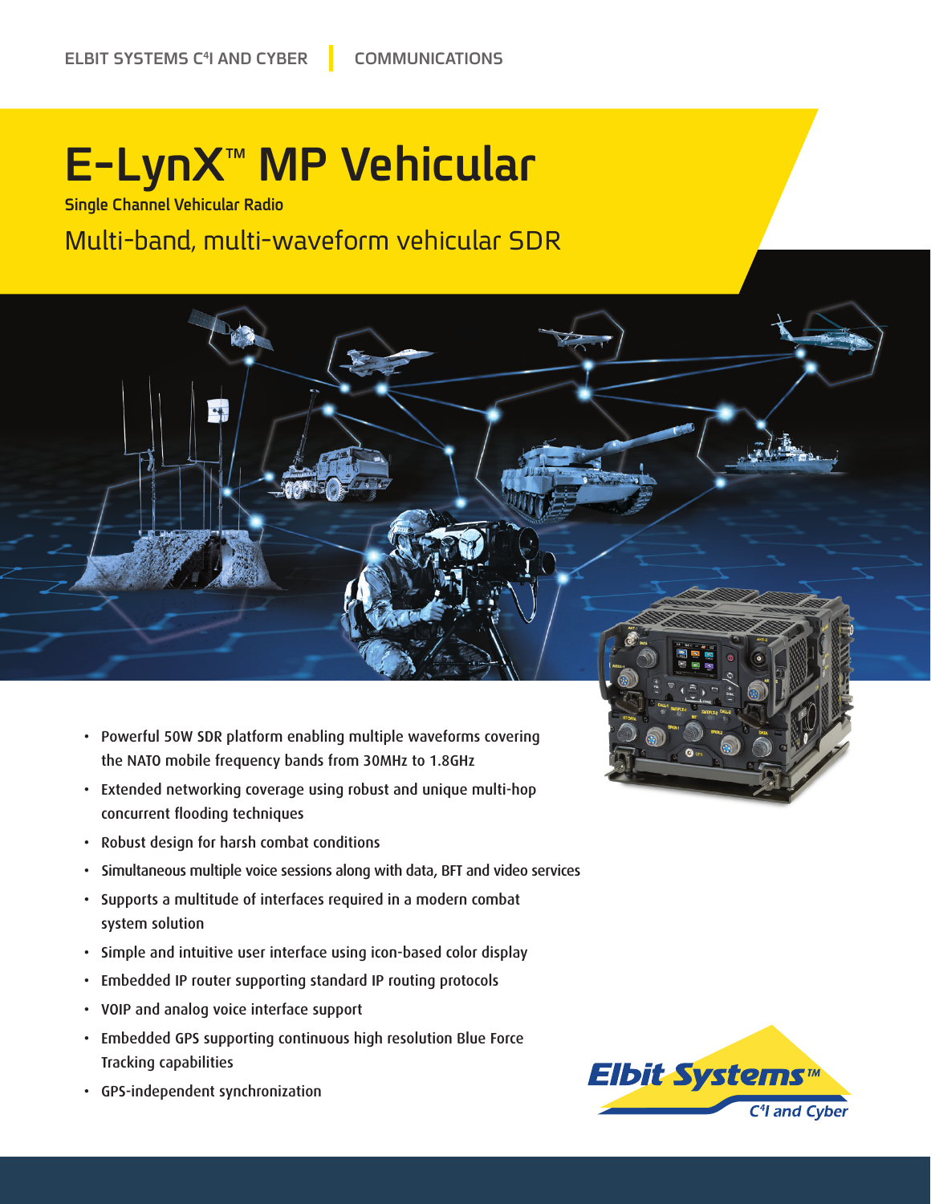ELBIT SYSTEMS C4I AND CYBER | COMMUNICATIONS

# E-LynX™ MP Vehicular

**Single Channel Vehicular Radio**

## Multi-band, multi-waveform vehicular SDR

- Powerful 50W SDR platform enabling multiple waveforms covering the NATO mobile frequency bands from 30MHz to 1.8GHz
- Extended networking coverage using robust and unique multi-hop concurrent flooding techniques
- Robust design for harsh combat conditions
- Simultaneous multiple voice sessions along with data, BFT and video services
- Supports a multitude of interfaces required in a modern combat system solution
- Simple and intuitive user interface using icon-based color display
- Embedded IP router supporting standard IP routing protocols
- VOIP and analog voice interface support
- Embedded GPS supporting continuous high resolution Blue Force Tracking capabilities
- GPS-independent synchronization

Elbit Systems™ C4I and Cyber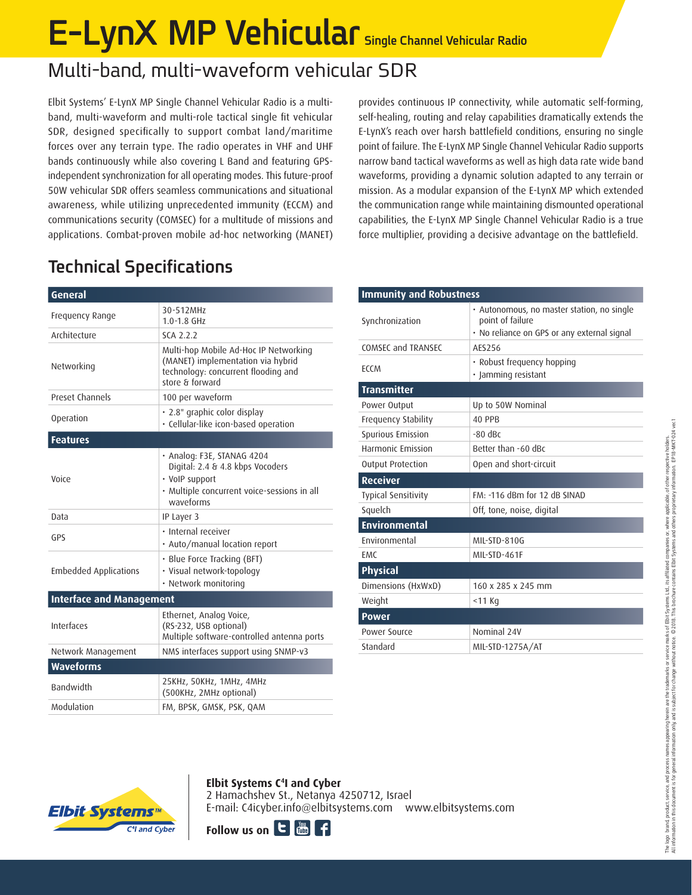# E-LynX MP Vehicular Single Channel Vehicular Radio

## Multi-band, multi-waveform vehicular SDR

Elbit Systems' E-LynX MP Single Channel Vehicular Radio is a multi-band, multi-waveform and multi-role tactical single fit vehicular SDR, designed specifically to support combat land/maritime forces over any terrain type. The radio operates in VHF and UHF bands continuously while also covering L Band and featuring GPS-independent synchronization for all operating modes. This future-proof 50W vehicular SDR offers seamless communications and situational awareness, while utilizing unprecedented immunity (ECCM) and communications security (COMSEC) for a multitude of missions and applications. Combat-proven mobile ad-hoc networking (MANET) provides continuous IP connectivity, while automatic self-forming, self-healing, routing and relay capabilities dramatically extends the E-LynX's reach over harsh battlefield conditions, ensuring no single point of failure. The E-LynX MP Single Channel Vehicular Radio supports narrow band tactical waveforms as well as high data rate wide band waveforms, providing a dynamic solution adapted to any terrain or mission. As a modular expansion of the E-LynX MP which extended the communication range while maintaining dismounted operational capabilities, the E-LynX MP Single Channel Vehicular Radio is a true force multiplier, providing a decisive advantage on the battlefield.

## Technical Specifications

| General | |
|---|---|
| Frequency Range | 30-512MHz<br>1.0-1.8 GHz |
| Architecture | SCA 2.2.2 |
| Networking | Multi-hop Mobile Ad-Hoc IP Networking (MANET) implementation via hybrid technology: concurrent flooding and store & forward |
| Preset Channels | 100 per waveform |
| Operation | • 2.8" graphic color display<br>• Cellular-like icon-based operation |
| **Features** | |
| Voice | • Analog: F3E, STANAG 4204<br>Digital: 2.4 & 4.8 kbps Vocoders<br>• VoIP support<br>• Multiple concurrent voice-sessions in all waveforms |
| Data | IP Layer 3 |
| GPS | • Internal receiver<br>• Auto/manual location report |
| Embedded Applications | • Blue Force Tracking (BFT)<br>• Visual network-topology<br>• Network monitoring |
| **Interface and Management** | |
| Interfaces | Ethernet, Analog Voice,<br>(RS-232, USB optional)<br>Multiple software-controlled antenna ports |
| Network Management | NMS interfaces support using SNMP-v3 |
| **Waveforms** | |
| Bandwidth | 25KHz, 50KHz, 1MHz, 4MHz<br>(500KHz, 2MHz optional) |
| Modulation | FM, BPSK, GMSK, PSK, QAM |

| Immunity and Robustness | |
|---|---|
| Synchronization | • Autonomous, no master station, no single point of failure<br>• No reliance on GPS or any external signal |
| COMSEC and TRANSEC | AES256 |
| ECCM | • Robust frequency hopping<br>• Jamming resistant |
| **Transmitter** | |
| Power Output | Up to 50W Nominal |
| Frequency Stability | 40 PPB |
| Spurious Emission | -80 dBc |
| Harmonic Emission | Better than -60 dBc |
| Output Protection | Open and short-circuit |
| **Receiver** | |
| Typical Sensitivity | FM: -116 dBm for 12 dB SINAD |
| Squelch | Off, tone, noise, digital |
| **Environmental** | |
| Environmental | MIL-STD-810G |
| EMC | MIL-STD-461F |
| **Physical** | |
| Dimensions (HxWxD) | 160 x 285 x 245 mm |
| Weight | <11 Kg |
| **Power** | |
| Power Source | Nominal 24V |
| Standard | MIL-STD-1275A/AT |

Elbit Systems C4I and Cyber

**Elbit Systems C4I and Cyber**
2 Hamachshev St., Netanya 4250712, Israel
E-mail: C4icyber.info@elbitsystems.com www.elbitsystems.com

**Follow us on**

The logo, brand, product, service and process names appearing herein are the trademarks or service marks of Elbit Systems Ltd., its affiliated companies or, where applicable, of other respective holders. All information in this document is for general information only and is subject for change without notice. © 2018. This brochure contains Elbit Systems and others proprietary information. EP18-MKT-024 ver.1